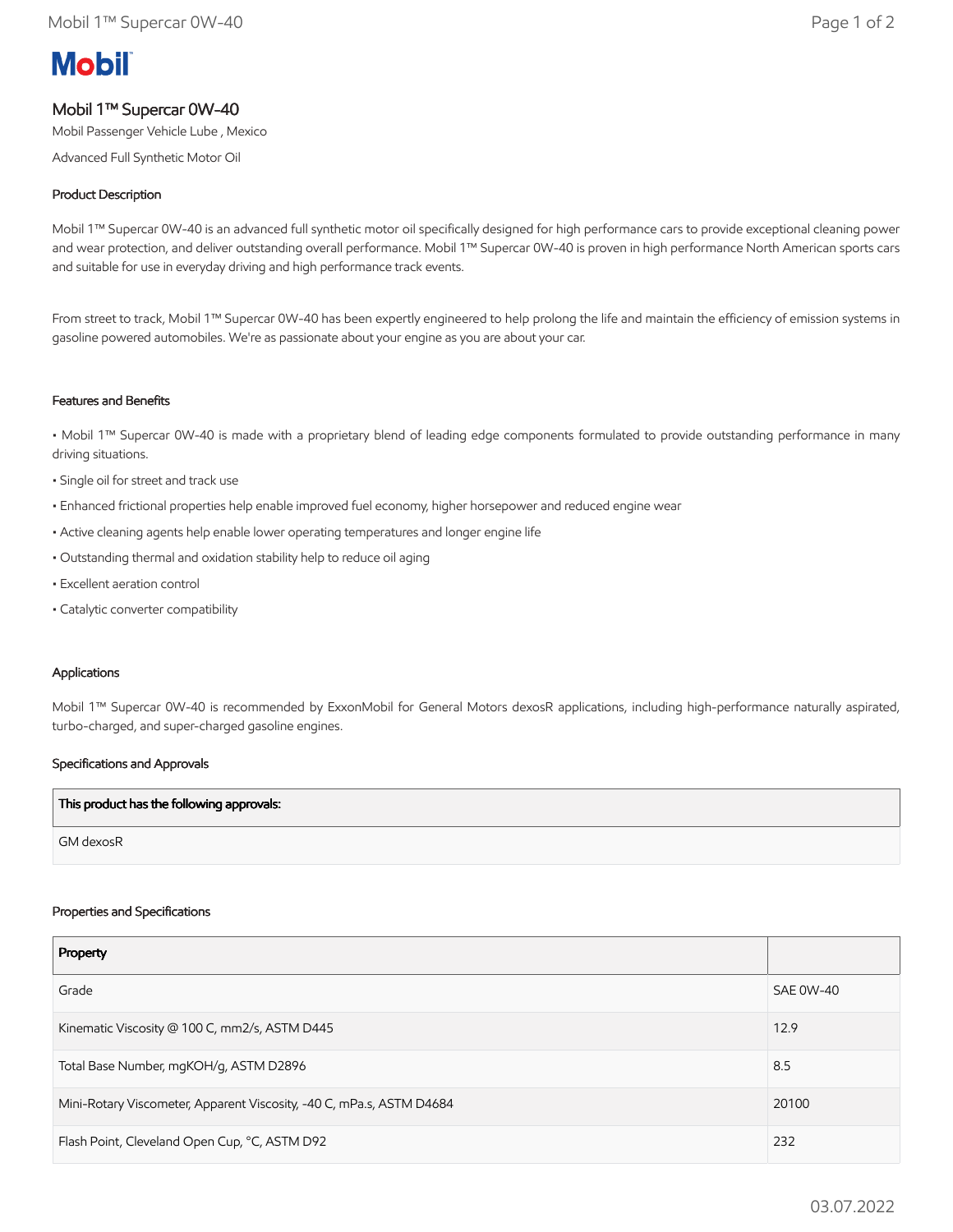**Mobil**

# Mobil 1™ Supercar 0W-40

Mobil Passenger Vehicle Lube , Mexico

Advanced Full Synthetic Motor Oil

## Product Description

Mobil 1™ Supercar 0W-40 is an advanced full synthetic motor oil specifically designed for high performance cars to provide exceptional cleaning power and wear protection, and deliver outstanding overall performance. Mobil 1™ Supercar 0W-40 is proven in high performance North American sports cars and suitable for use in everyday driving and high performance track events.

From street to track, Mobil 1™ Supercar 0W-40 has been expertly engineered to help prolong the life and maintain the efficiency of emission systems in gasoline powered automobiles. We're as passionate about your engine as you are about your car.

## Features and Benefits

- Mobil 1™ Supercar 0W-40 is made with a proprietary blend of leading edge components formulated to provide outstanding performance in many driving situations.
- Single oil for street and track use
- Enhanced frictional properties help enable improved fuel economy, higher horsepower and reduced engine wear
- Active cleaning agents help enable lower operating temperatures and longer engine life
- Outstanding thermal and oxidation stability help to reduce oil aging
- Excellent aeration control
- Catalytic converter compatibility

## Applications

Mobil 1™ Supercar 0W-40 is recommended by ExxonMobil for General Motors dexosR applications, including high-performance naturally aspirated, turbo-charged, and super-charged gasoline engines.

## Specifications and Approvals

| This product has the following approvals: |
|---|
| GM dexosR |

## Properties and Specifications

| Property | |
|---|---|
| Grade | SAE 0W-40 |
| Kinematic Viscosity @ 100 C, mm2/s, ASTM D445 | 12.9 |
| Total Base Number, mgKOH/g, ASTM D2896 | 8.5 |
| Mini-Rotary Viscometer, Apparent Viscosity, -40 C, mPa.s, ASTM D4684 | 20100 |
| Flash Point, Cleveland Open Cup, °C, ASTM D92 | 232 |

03.07.2022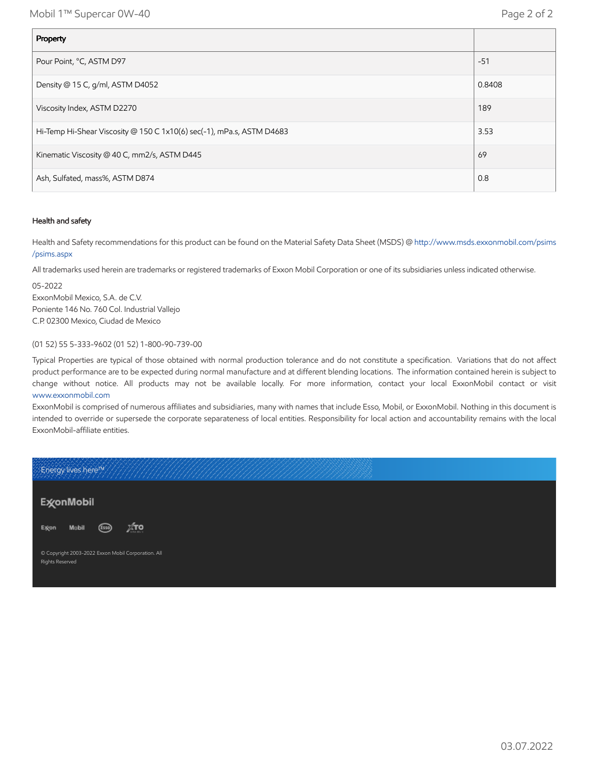| Property | |
|---|---|
| Pour Point, °C, ASTM D97 | -51 |
| Density @ 15 C, g/ml, ASTM D4052 | 0.8408 |
| Viscosity Index, ASTM D2270 | 189 |
| Hi-Temp Hi-Shear Viscosity @ 150 C 1x10(6) sec(-1), mPa.s, ASTM D4683 | 3.53 |
| Kinematic Viscosity @ 40 C, mm2/s, ASTM D445 | 69 |
| Ash, Sulfated, mass%, ASTM D874 | 0.8 |

### Health and safety

Health and Safety recommendations for this product can be found on the Material Safety Data Sheet (MSDS) @ http://www.msds.exxonmobil.com/psims/psims.aspx

All trademarks used herein are trademarks or registered trademarks of Exxon Mobil Corporation or one of its subsidiaries unless indicated otherwise.

05-2022
ExxonMobil Mexico, S.A. de C.V.
Poniente 146 No. 760 Col. Industrial Vallejo
C.P. 02300 Mexico, Ciudad de Mexico

(01 52) 55 5-333-9602 (01 52) 1-800-90-739-00

Typical Properties are typical of those obtained with normal production tolerance and do not constitute a specification. Variations that do not affect product performance are to be expected during normal manufacture and at different blending locations. The information contained herein is subject to change without notice. All products may not be available locally. For more information, contact your local ExxonMobil contact or visit www.exxonmobil.com

ExxonMobil is comprised of numerous affiliates and subsidiaries, many with names that include Esso, Mobil, or ExxonMobil. Nothing in this document is intended to override or supersede the corporate separateness of local entities. Responsibility for local action and accountability remains with the local ExxonMobil-affiliate entities.

Energy lives here™

ExxonMobil

Exxon Mobil Esso XTO

© Copyright 2003-2022 Exxon Mobil Corporation. All Rights Reserved